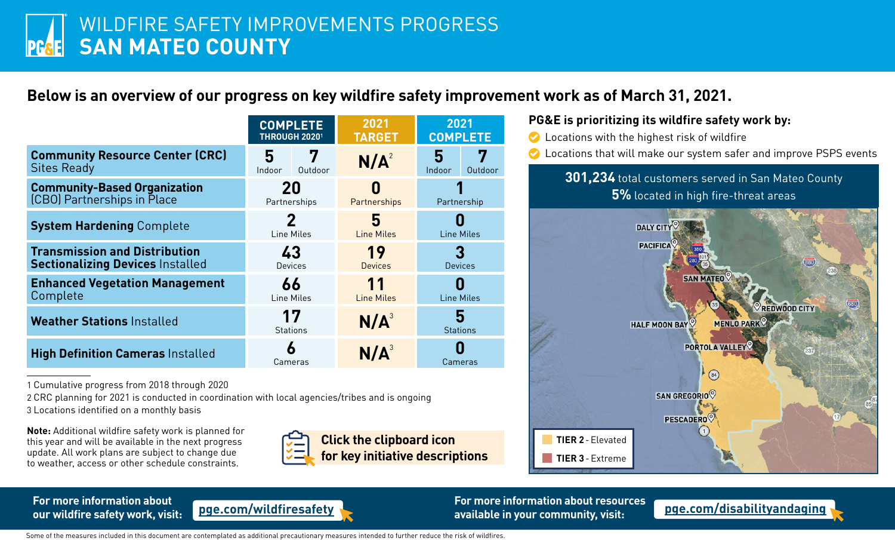# WILDFIRE SAFETY IMPROVEMENTS PROGRESS
# SAN MATEO COUNTY

## Below is an overview of our progress on key wildfire safety improvement work as of March 31, 2021.

| | COMPLETE THROUGH 2020[1] | 2021 TARGET | 2021 COMPLETE |
|---|---|---|---|
| **Community Resource Center (CRC)** Sites Ready | 5 Indoor / 7 Outdoor | N/A[2] | 5 Indoor / 7 Outdoor |
| **Community-Based Organization** (CBO) Partnerships in Place | 20 Partnerships | 0 Partnerships | 1 Partnership |
| **System Hardening** Complete | 2 Line Miles | 5 Line Miles | 0 Line Miles |
| **Transmission and Distribution Sectionalizing Devices** Installed | 43 Devices | 19 Devices | 3 Devices |
| **Enhanced Vegetation Management** Complete | 66 Line Miles | 11 Line Miles | 0 Line Miles |
| **Weather Stations** Installed | 17 Stations | N/A[3] | 5 Stations |
| **High Definition Cameras** Installed | 6 Cameras | N/A[3] | 0 Cameras |

1 Cumulative progress from 2018 through 2020
2 CRC planning for 2021 is conducted in coordination with local agencies/tribes and is ongoing
3 Locations identified on a monthly basis

**Note:** Additional wildfire safety work is planned for this year and will be available in the next progress update. All work plans are subject to change due to weather, access or other schedule constraints.

**Click the clipboard icon for key initiative descriptions**

### PG&E is prioritizing its wildfire safety work by:

- Locations with the highest risk of wildfire
- Locations that will make our system safer and improve PSPS events

**301,234** total customers served in San Mateo County
**5%** located in high fire-threat areas

DALY CITY, PACIFICA, SAN MATEO, REDWOOD CITY, HALF MOON BAY, MENLO PARK, PORTOLA VALLEY, SAN GREGORIO, PESCADERO

- TIER 2 - Elevated
- TIER 3 - Extreme

**For more information about our wildfire safety work, visit:** pge.com/wildfiresafety

**For more information about resources available in your community, visit:** pge.com/disabilityandaging

Some of the measures included in this document are contemplated as additional precautionary measures intended to further reduce the risk of wildfires.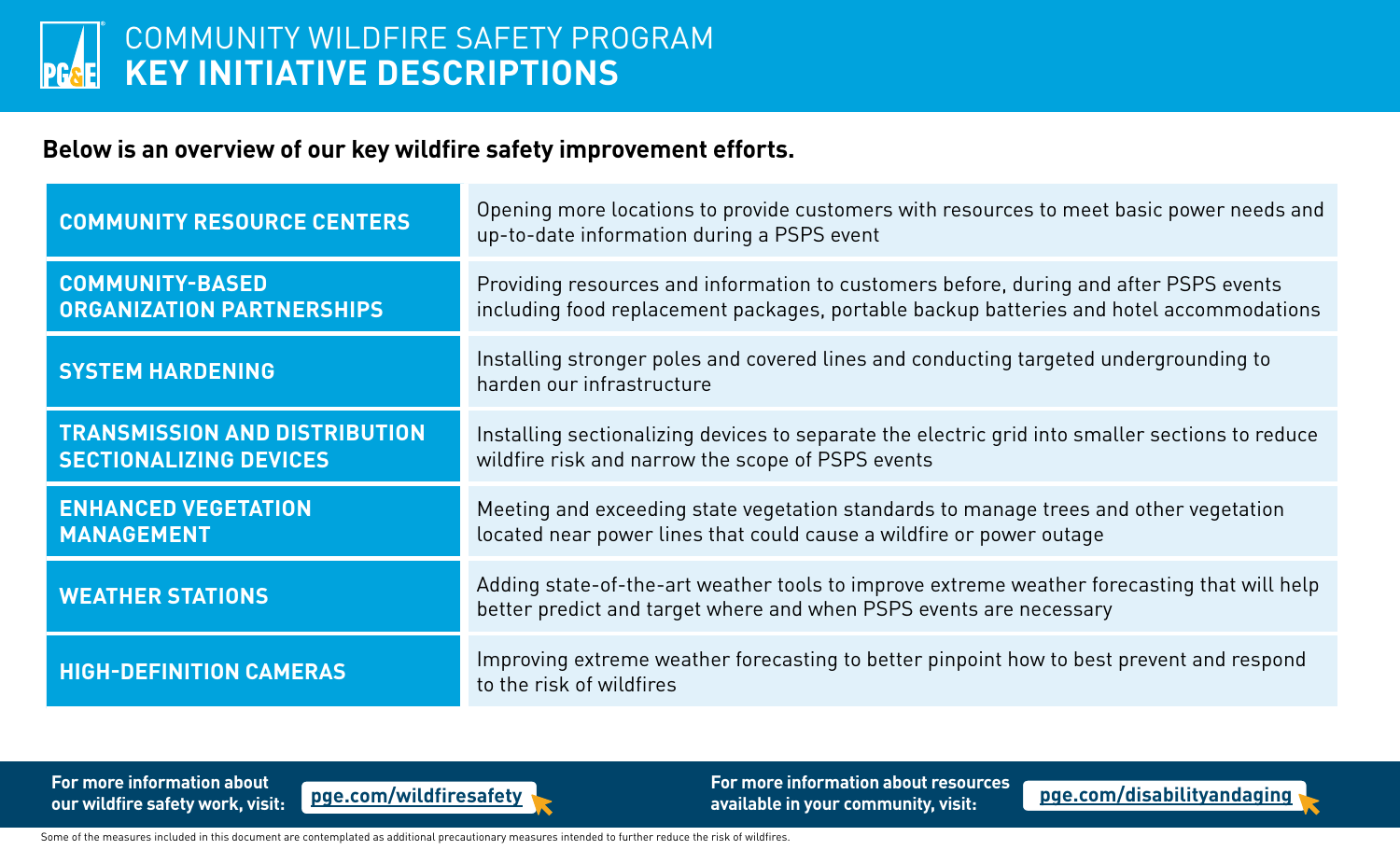# COMMUNITY WILDFIRE SAFETY PROGRAM
## KEY INITIATIVE DESCRIPTIONS

**Below is an overview of our key wildfire safety improvement efforts.**

| | |
|---|---|
| **COMMUNITY RESOURCE CENTERS** | Opening more locations to provide customers with resources to meet basic power needs and up-to-date information during a PSPS event |
| **COMMUNITY-BASED ORGANIZATION PARTNERSHIPS** | Providing resources and information to customers before, during and after PSPS events including food replacement packages, portable backup batteries and hotel accommodations |
| **SYSTEM HARDENING** | Installing stronger poles and covered lines and conducting targeted undergrounding to harden our infrastructure |
| **TRANSMISSION AND DISTRIBUTION SECTIONALIZING DEVICES** | Installing sectionalizing devices to separate the electric grid into smaller sections to reduce wildfire risk and narrow the scope of PSPS events |
| **ENHANCED VEGETATION MANAGEMENT** | Meeting and exceeding state vegetation standards to manage trees and other vegetation located near power lines that could cause a wildfire or power outage |
| **WEATHER STATIONS** | Adding state-of-the-art weather tools to improve extreme weather forecasting that will help better predict and target where and when PSPS events are necessary |
| **HIGH-DEFINITION CAMERAS** | Improving extreme weather forecasting to better pinpoint how to best prevent and respond to the risk of wildfires |

**For more information about our wildfire safety work, visit:** pge.com/wildfiresafety

**For more information about resources available in your community, visit:** pge.com/disabilityandaging

Some of the measures included in this document are contemplated as additional precautionary measures intended to further reduce the risk of wildfires.